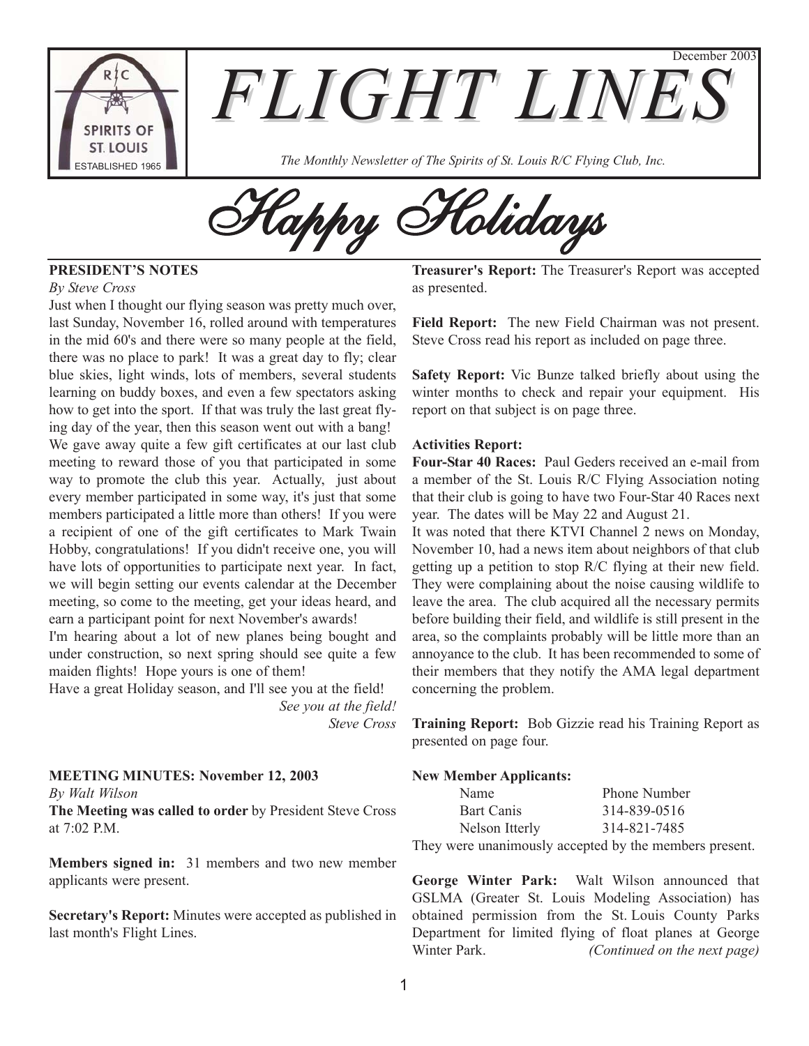December 2003

# FLIGHT LINES

*The Monthly Newsletter of The Spirits of St. Louis R/C Flying Club, Inc.*

R/C SPIRITS OF ST. LOUIS ESTABLISHED 1965

## Happy Holidays

### PRESIDENT'S NOTES

*By Steve Cross*

Just when I thought our flying season was pretty much over, last Sunday, November 16, rolled around with temperatures in the mid 60's and there were so many people at the field, there was no place to park! It was a great day to fly; clear blue skies, light winds, lots of members, several students learning on buddy boxes, and even a few spectators asking how to get into the sport. If that was truly the last great flying day of the year, then this season went out with a bang!

We gave away quite a few gift certificates at our last club meeting to reward those of you that participated in some way to promote the club this year. Actually, just about every member participated in some way, it's just that some members participated a little more than others! If you were a recipient of one of the gift certificates to Mark Twain Hobby, congratulations! If you didn't receive one, you will have lots of opportunities to participate next year. In fact, we will begin setting our events calendar at the December meeting, so come to the meeting, get your ideas heard, and earn a participant point for next November's awards!

I'm hearing about a lot of new planes being bought and under construction, so next spring should see quite a few maiden flights! Hope yours is one of them!

Have a great Holiday season, and I'll see you at the field!

*See you at the field!*
*Steve Cross*

### MEETING MINUTES: November 12, 2003

*By Walt Wilson*

**The Meeting was called to order** by President Steve Cross at 7:02 P.M.

**Members signed in:** 31 members and two new member applicants were present.

**Secretary's Report:** Minutes were accepted as published in last month's Flight Lines.

**Treasurer's Report:** The Treasurer's Report was accepted as presented.

**Field Report:** The new Field Chairman was not present. Steve Cross read his report as included on page three.

**Safety Report:** Vic Bunze talked briefly about using the winter months to check and repair your equipment. His report on that subject is on page three.

**Activities Report:**

**Four-Star 40 Races:** Paul Geders received an e-mail from a member of the St. Louis R/C Flying Association noting that their club is going to have two Four-Star 40 Races next year. The dates will be May 22 and August 21.

It was noted that there KTVI Channel 2 news on Monday, November 10, had a news item about neighbors of that club getting up a petition to stop R/C flying at their new field. They were complaining about the noise causing wildlife to leave the area. The club acquired all the necessary permits before building their field, and wildlife is still present in the area, so the complaints probably will be little more than an annoyance to the club. It has been recommended to some of their members that they notify the AMA legal department concerning the problem.

**Training Report:** Bob Gizzie read his Training Report as presented on page four.

**New Member Applicants:**

| Name | Phone Number |
|---|---|
| Bart Canis | 314-839-0516 |
| Nelson Itterly | 314-821-7485 |

They were unanimously accepted by the members present.

**George Winter Park:** Walt Wilson announced that GSLMA (Greater St. Louis Modeling Association) has obtained permission from the St. Louis County Parks Department for limited flying of float planes at George Winter Park. *(Continued on the next page)*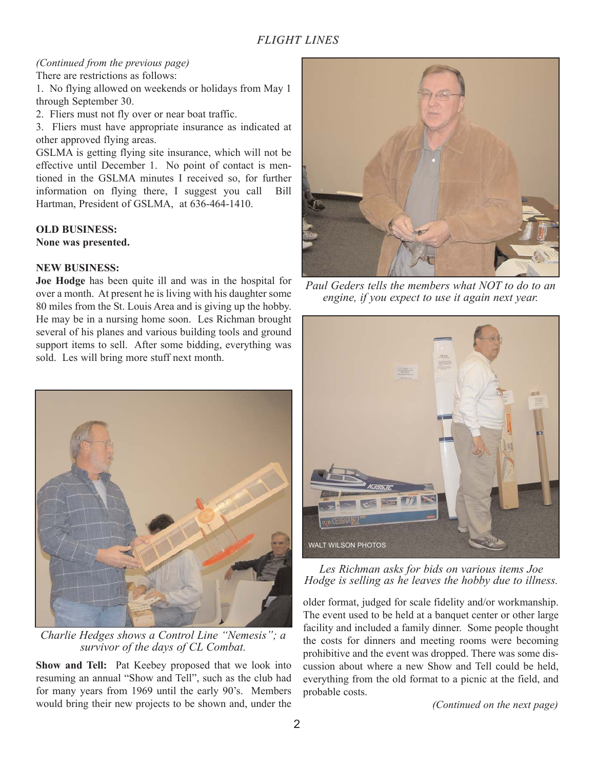*(Continued from the previous page)*

There are restrictions as follows:

1. No flying allowed on weekends or holidays from May 1 through September 30.
2. Fliers must not fly over or near boat traffic.
3. Fliers must have appropriate insurance as indicated at other approved flying areas.

GSLMA is getting flying site insurance, which will not be effective until December 1. No point of contact is mentioned in the GSLMA minutes I received so, for further information on flying there, I suggest you call Bill Hartman, President of GSLMA, at 636-464-1410.

**OLD BUSINESS:**
**None was presented.**

**NEW BUSINESS:**

**Joe Hodge** has been quite ill and was in the hospital for over a month. At present he is living with his daughter some 80 miles from the St. Louis Area and is giving up the hobby. He may be in a nursing home soon. Les Richman brought several of his planes and various building tools and ground support items to sell. After some bidding, everything was sold. Les will bring more stuff next month.

*Charlie Hedges shows a Control Line "Nemesis"; a survivor of the days of CL Combat.*

**Show and Tell:** Pat Keebey proposed that we look into resuming an annual "Show and Tell", such as the club had for many years from 1969 until the early 90's. Members would bring their new projects to be shown and, under the older format, judged for scale fidelity and/or workmanship. The event used to be held at a banquet center or other large facility and included a family dinner. Some people thought the costs for dinners and meeting rooms were becoming prohibitive and the event was dropped. There was some discussion about where a new Show and Tell could be held, everything from the old format to a picnic at the field, and probable costs.

*(Continued on the next page)*

*Paul Geders tells the members what NOT to do to an engine, if you expect to use it again next year.*

WALT WILSON PHOTOS

*Les Richman asks for bids on various items Joe Hodge is selling as he leaves the hobby due to illness.*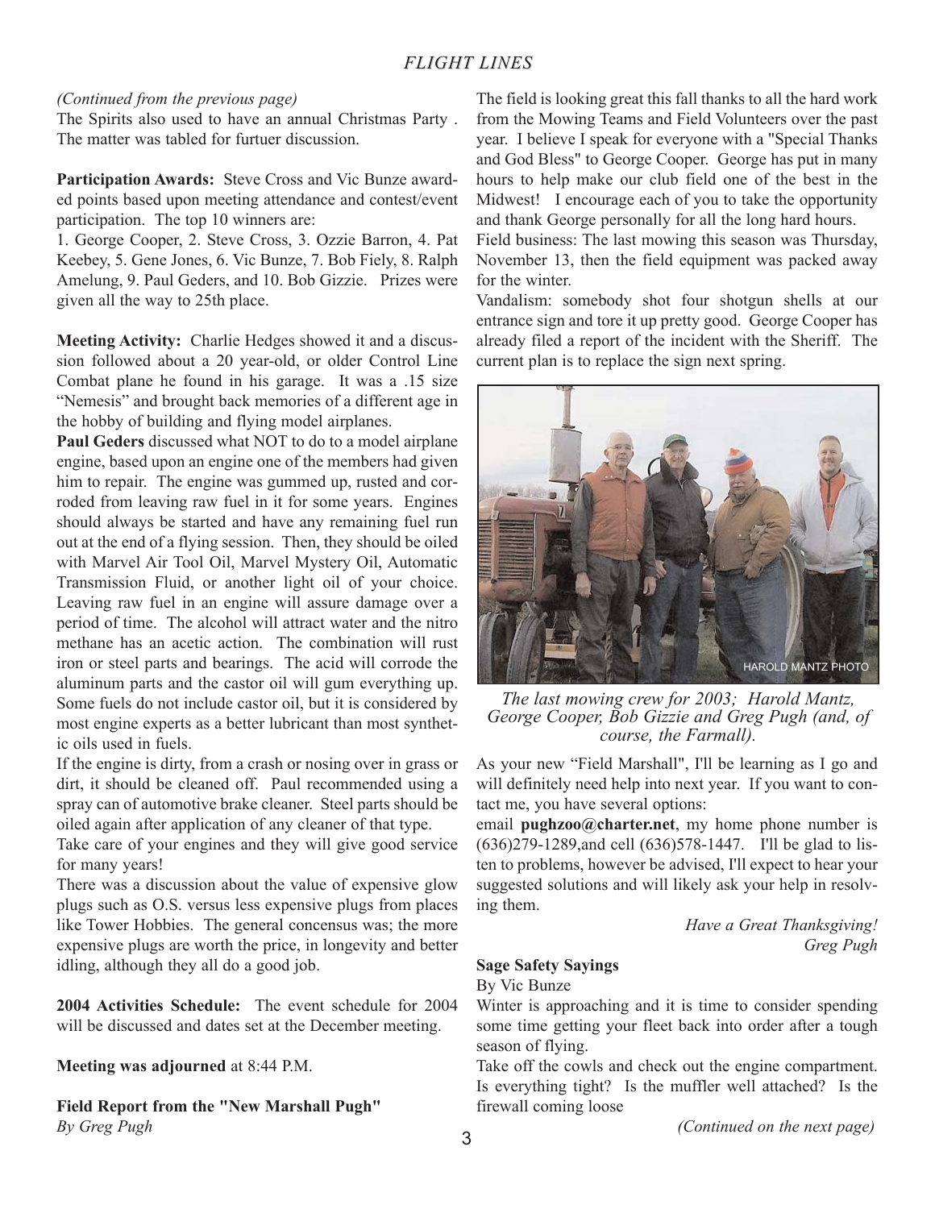*(Continued from the previous page)*

The Spirits also used to have an annual Christmas Party . The matter was tabled for furtuer discussion.

**Participation Awards:** Steve Cross and Vic Bunze awarded points based upon meeting attendance and contest/event participation. The top 10 winners are:

1. George Cooper, 2. Steve Cross, 3. Ozzie Barron, 4. Pat Keebey, 5. Gene Jones, 6. Vic Bunze, 7. Bob Fiely, 8. Ralph Amelung, 9. Paul Geders, and 10. Bob Gizzie. Prizes were given all the way to 25th place.

**Meeting Activity:** Charlie Hedges showed it and a discussion followed about a 20 year-old, or older Control Line Combat plane he found in his garage. It was a .15 size "Nemesis" and brought back memories of a different age in the hobby of building and flying model airplanes.

**Paul Geders** discussed what NOT to do to a model airplane engine, based upon an engine one of the members had given him to repair. The engine was gummed up, rusted and corroded from leaving raw fuel in it for some years. Engines should always be started and have any remaining fuel run out at the end of a flying session. Then, they should be oiled with Marvel Air Tool Oil, Marvel Mystery Oil, Automatic Transmission Fluid, or another light oil of your choice. Leaving raw fuel in an engine will assure damage over a period of time. The alcohol will attract water and the nitro methane has an acetic action. The combination will rust iron or steel parts and bearings. The acid will corrode the aluminum parts and the castor oil will gum everything up. Some fuels do not include castor oil, but it is considered by most engine experts as a better lubricant than most synthetic oils used in fuels.

If the engine is dirty, from a crash or nosing over in grass or dirt, it should be cleaned off. Paul recommended using a spray can of automotive brake cleaner. Steel parts should be oiled again after application of any cleaner of that type.

Take care of your engines and they will give good service for many years!

There was a discussion about the value of expensive glow plugs such as O.S. versus less expensive plugs from places like Tower Hobbies. The general concensus was; the more expensive plugs are worth the price, in longevity and better idling, although they all do a good job.

**2004 Activities Schedule:** The event schedule for 2004 will be discussed and dates set at the December meeting.

**Meeting was adjourned** at 8:44 P.M.

**Field Report from the "New Marshall Pugh"**
*By Greg Pugh*

The field is looking great this fall thanks to all the hard work from the Mowing Teams and Field Volunteers over the past year. I believe I speak for everyone with a "Special Thanks and God Bless" to George Cooper. George has put in many hours to help make our club field one of the best in the Midwest! I encourage each of you to take the opportunity and thank George personally for all the long hard hours.

Field business: The last mowing this season was Thursday, November 13, then the field equipment was packed away for the winter.

Vandalism: somebody shot four shotgun shells at our entrance sign and tore it up pretty good. George Cooper has already filed a report of the incident with the Sheriff. The current plan is to replace the sign next spring.

HAROLD MANTZ PHOTO

*The last mowing crew for 2003; Harold Mantz, George Cooper, Bob Gizzie and Greg Pugh (and, of course, the Farmall).*

As your new "Field Marshall", I'll be learning as I go and will definitely need help into next year. If you want to contact me, you have several options:

email **pughzoo@charter.net**, my home phone number is (636)279-1289,and cell (636)578-1447. I'll be glad to listen to problems, however be advised, I'll expect to hear your suggested solutions and will likely ask your help in resolving them.

*Have a Great Thanksgiving!*
*Greg Pugh*

**Sage Safety Sayings**
By Vic Bunze

Winter is approaching and it is time to consider spending some time getting your fleet back into order after a tough season of flying.

Take off the cowls and check out the engine compartment. Is everything tight? Is the muffler well attached? Is the firewall coming loose

*(Continued on the next page)*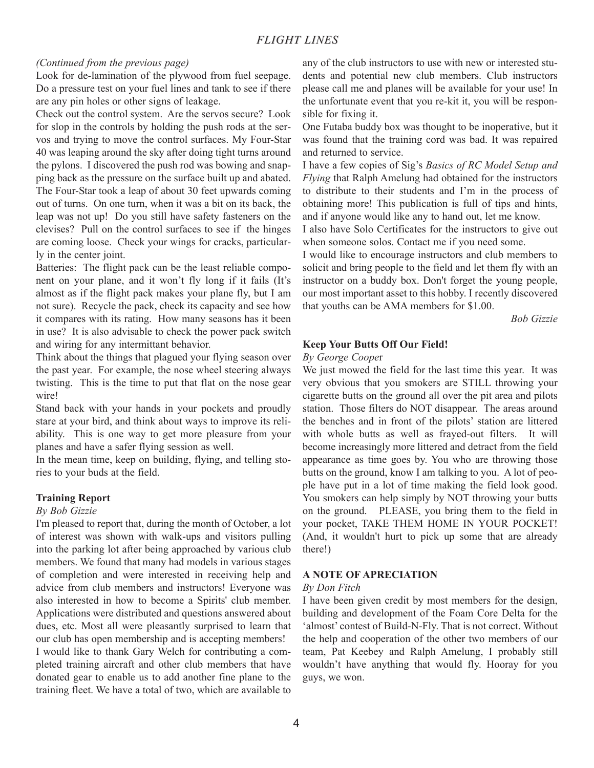*(Continued from the previous page)*

Look for de-lamination of the plywood from fuel seepage. Do a pressure test on your fuel lines and tank to see if there are any pin holes or other signs of leakage.

Check out the control system. Are the servos secure? Look for slop in the controls by holding the push rods at the servos and trying to move the control surfaces. My Four-Star 40 was leaping around the sky after doing tight turns around the pylons. I discovered the push rod was bowing and snapping back as the pressure on the surface built up and abated. The Four-Star took a leap of about 30 feet upwards coming out of turns. On one turn, when it was a bit on its back, the leap was not up! Do you still have safety fasteners on the clevises? Pull on the control surfaces to see if the hinges are coming loose. Check your wings for cracks, particularly in the center joint.

Batteries: The flight pack can be the least reliable component on your plane, and it won't fly long if it fails (It's almost as if the flight pack makes your plane fly, but I am not sure). Recycle the pack, check its capacity and see how it compares with its rating. How many seasons has it been in use? It is also advisable to check the power pack switch and wiring for any intermittant behavior.

Think about the things that plagued your flying season over the past year. For example, the nose wheel steering always twisting. This is the time to put that flat on the nose gear wire!

Stand back with your hands in your pockets and proudly stare at your bird, and think about ways to improve its reliability. This is one way to get more pleasure from your planes and have a safer flying session as well.

In the mean time, keep on building, flying, and telling stories to your buds at the field.

**Training Report**

*By Bob Gizzie*

I'm pleased to report that, during the month of October, a lot of interest was shown with walk-ups and visitors pulling into the parking lot after being approached by various club members. We found that many had models in various stages of completion and were interested in receiving help and advice from club members and instructors! Everyone was also interested in how to become a Spirits' club member. Applications were distributed and questions answered about dues, etc. Most all were pleasantly surprised to learn that our club has open membership and is accepting members!

I would like to thank Gary Welch for contributing a completed training aircraft and other club members that have donated gear to enable us to add another fine plane to the training fleet. We have a total of two, which are available to any of the club instructors to use with new or interested students and potential new club members. Club instructors please call me and planes will be available for your use! In the unfortunate event that you re-kit it, you will be responsible for fixing it.

One Futaba buddy box was thought to be inoperative, but it was found that the training cord was bad. It was repaired and returned to service.

I have a few copies of Sig's *Basics of RC Model Setup and Flying* that Ralph Amelung had obtained for the instructors to distribute to their students and I'm in the process of obtaining more! This publication is full of tips and hints, and if anyone would like any to hand out, let me know.

I also have Solo Certificates for the instructors to give out when someone solos. Contact me if you need some.

I would like to encourage instructors and club members to solicit and bring people to the field and let them fly with an instructor on a buddy box. Don't forget the young people, our most important asset to this hobby. I recently discovered that youths can be AMA members for $1.00.

*Bob Gizzie*

**Keep Your Butts Off Our Field!**

*By George Cooper*

We just mowed the field for the last time this year. It was very obvious that you smokers are STILL throwing your cigarette butts on the ground all over the pit area and pilots station. Those filters do NOT disappear. The areas around the benches and in front of the pilots' station are littered with whole butts as well as frayed-out filters. It will become increasingly more littered and detract from the field appearance as time goes by. You who are throwing those butts on the ground, know I am talking to you. A lot of people have put in a lot of time making the field look good. You smokers can help simply by NOT throwing your butts on the ground. PLEASE, you bring them to the field in your pocket, TAKE THEM HOME IN YOUR POCKET! (And, it wouldn't hurt to pick up some that are already there!)

**A NOTE OF APRECIATION**

*By Don Fitch*

I have been given credit by most members for the design, building and development of the Foam Core Delta for the 'almost' contest of Build-N-Fly. That is not correct. Without the help and cooperation of the other two members of our team, Pat Keebey and Ralph Amelung, I probably still wouldn't have anything that would fly. Hooray for you guys, we won.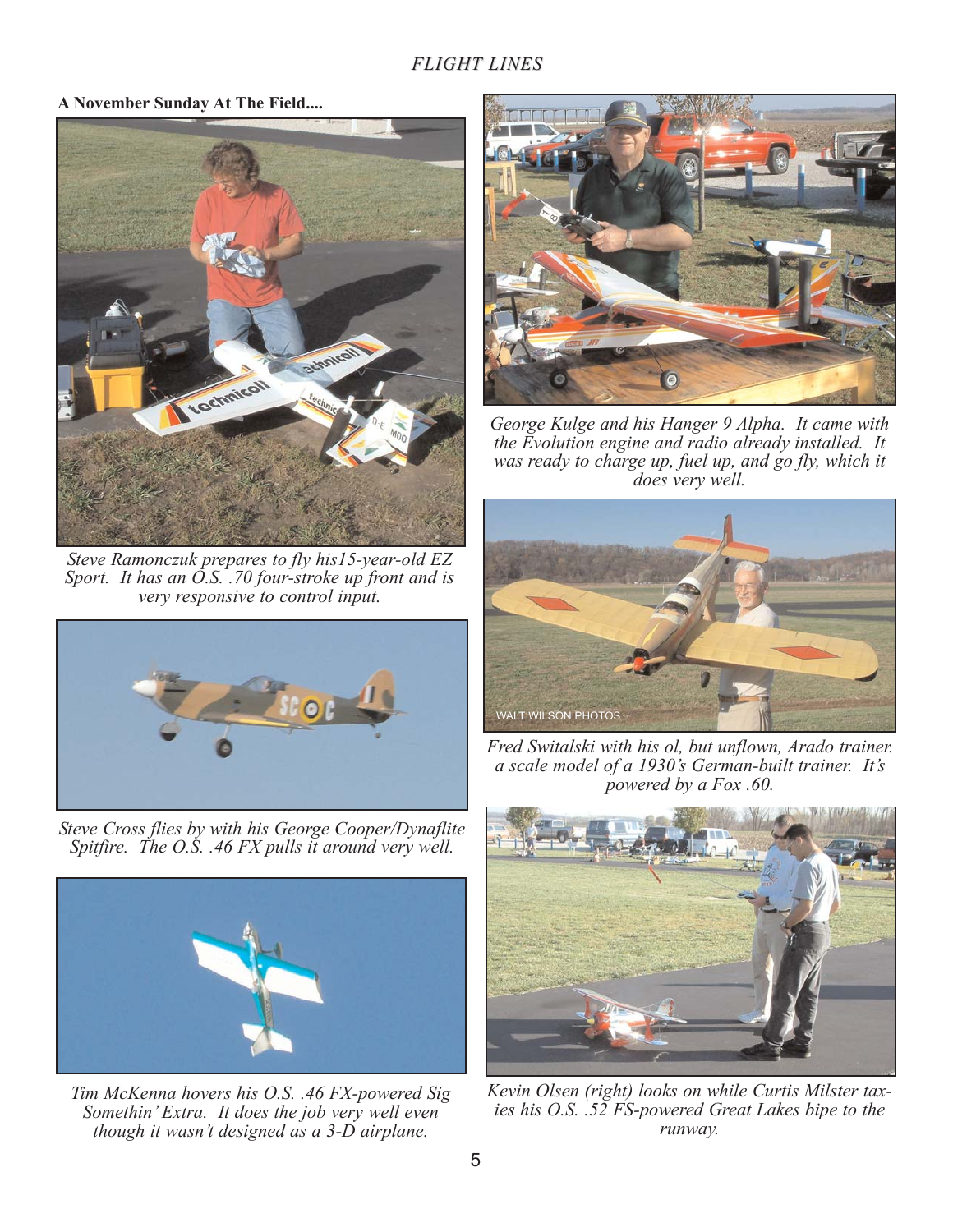**A November Sunday At The Field....**

*Steve Ramonczuk prepares to fly his15-year-old EZ Sport. It has an O.S. .70 four-stroke up front and is very responsive to control input.*

*Steve Cross flies by with his George Cooper/Dynaflite Spitfire. The O.S. .46 FX pulls it around very well.*

*Tim McKenna hovers his O.S. .46 FX-powered Sig Somethin' Extra. It does the job very well even though it wasn't designed as a 3-D airplane.*

*George Kulge and his Hanger 9 Alpha. It came with the Evolution engine and radio already installed. It was ready to charge up, fuel up, and go fly, which it does very well.*

WALT WILSON PHOTOS

*Fred Switalski with his ol, but unflown, Arado trainer. a scale model of a 1930's German-built trainer. It's powered by a Fox .60.*

*Kevin Olsen (right) looks on while Curtis Milster taxies his O.S. .52 FS-powered Great Lakes bipe to the runway.*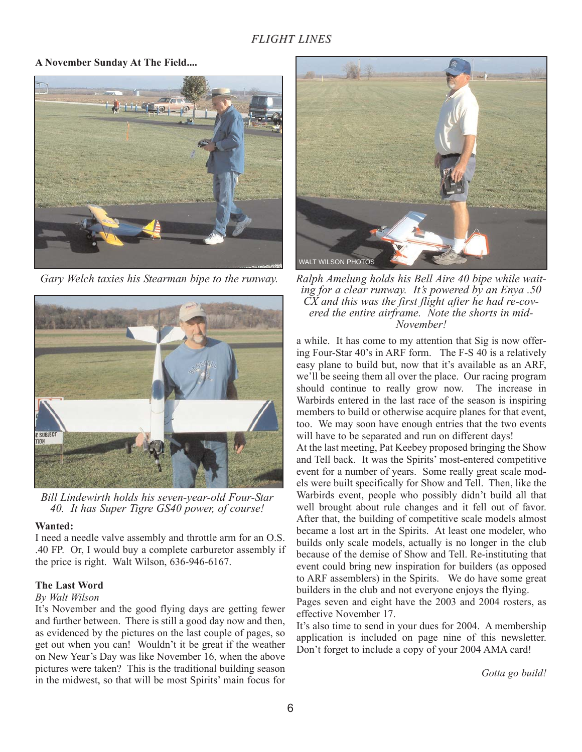**A November Sunday At The Field....**

*Gary Welch taxies his Stearman bipe to the runway.*

*Bill Lindewirth holds his seven-year-old Four-Star 40. It has Super Tigre GS40 power, of course!*

WALT WILSON PHOTOS

*Ralph Amelung holds his Bell Aire 40 bipe while waiting for a clear runway. It's powered by an Enya .50 CX and this was the first flight after he had re-covered the entire airframe. Note the shorts in mid-November!*

**Wanted:**

I need a needle valve assembly and throttle arm for an O.S. .40 FP. Or, I would buy a complete carburetor assembly if the price is right. Walt Wilson, 636-946-6167.

**The Last Word**

*By Walt Wilson*

It's November and the good flying days are getting fewer and further between. There is still a good day now and then, as evidenced by the pictures on the last couple of pages, so get out when you can! Wouldn't it be great if the weather on New Year's Day was like November 16, when the above pictures were taken? This is the traditional building season in the midwest, so that will be most Spirits' main focus for a while. It has come to my attention that Sig is now offering Four-Star 40's in ARF form. The F-S 40 is a relatively easy plane to build but, now that it's available as an ARF, we'll be seeing them all over the place. Our racing program should continue to really grow now. The increase in Warbirds entered in the last race of the season is inspiring members to build or otherwise acquire planes for that event, too. We may soon have enough entries that the two events will have to be separated and run on different days!

At the last meeting, Pat Keebey proposed bringing the Show and Tell back. It was the Spirits' most-entered competitive event for a number of years. Some really great scale models were built specifically for Show and Tell. Then, like the Warbirds event, people who possibly didn't build all that well brought about rule changes and it fell out of favor. After that, the building of competitive scale models almost became a lost art in the Spirits. At least one modeler, who builds only scale models, actually is no longer in the club because of the demise of Show and Tell. Re-instituting that event could bring new inspiration for builders (as opposed to ARF assemblers) in the Spirits. We do have some great builders in the club and not everyone enjoys the flying.

Pages seven and eight have the 2003 and 2004 rosters, as effective November 17.

It's also time to send in your dues for 2004. A membership application is included on page nine of this newsletter. Don't forget to include a copy of your 2004 AMA card!

*Gotta go build!*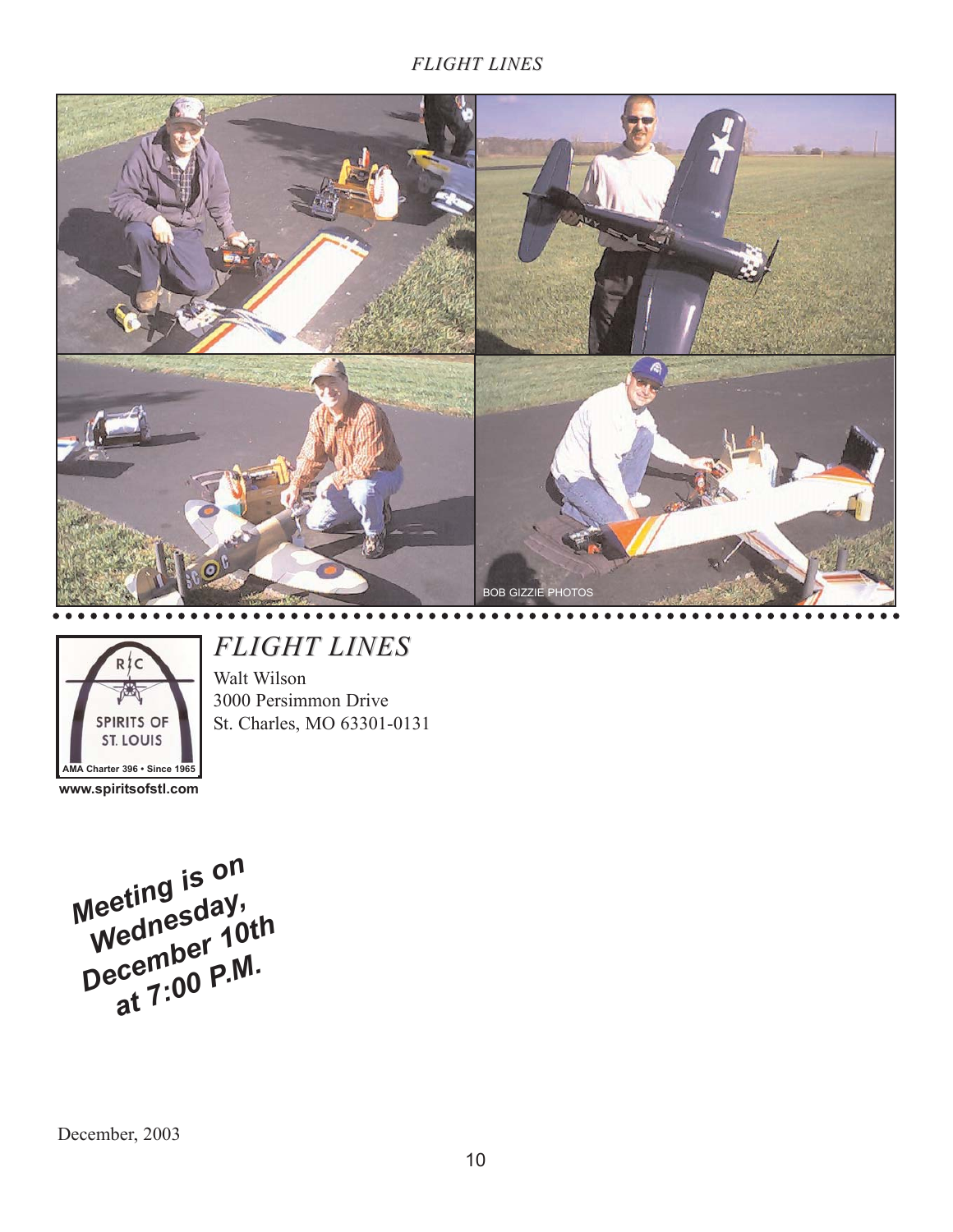BOB GIZZIE PHOTOS

# FLIGHT LINES

Walt Wilson
3000 Persimmon Drive
St. Charles, MO 63301-0131

R/C
SPIRITS OF ST. LOUIS
AMA Charter 396 • Since 1965

www.spiritsofstl.com

***Meeting is on Wednesday, December 10th at 7:00 P.M.***

December, 2003